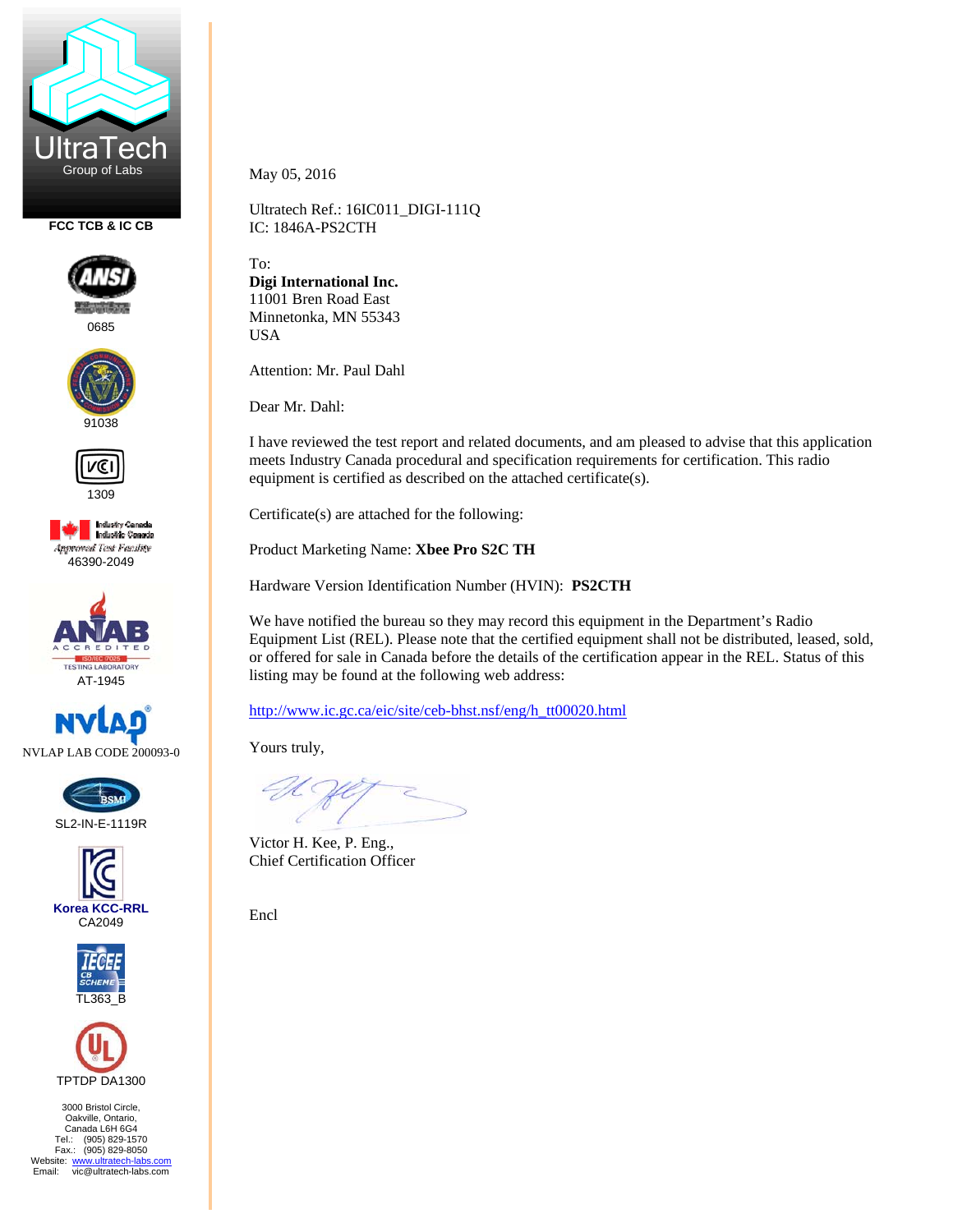UltraTech
Group of Labs

FCC TCB & IC CB

0685

91038

1309

Industry Canada Approved Test Facility
46390-2049

AT-1945

NVLAP LAB CODE 200093-0

SL2-IN-E-1119R

Korea KCC-RRL
CA2049

TL363_B

TPTDP DA1300

3000 Bristol Circle,
Oakville, Ontario,
Canada L6H 6G4
Tel.: (905) 829-1570
Fax.: (905) 829-8050
Website: www.ultratech-labs.com
Email: vic@ultratech-labs.com

May 05, 2016

Ultratech Ref.: 16IC011_DIGI-111Q
IC: 1846A-PS2CTH

To:
**Digi International Inc.**
11001 Bren Road East
Minnetonka, MN 55343
USA

Attention: Mr. Paul Dahl

Dear Mr. Dahl:

I have reviewed the test report and related documents, and am pleased to advise that this application meets Industry Canada procedural and specification requirements for certification. This radio equipment is certified as described on the attached certificate(s).

Certificate(s) are attached for the following:

Product Marketing Name: **Xbee Pro S2C TH**

Hardware Version Identification Number (HVIN): **PS2CTH**

We have notified the bureau so they may record this equipment in the Department's Radio Equipment List (REL). Please note that the certified equipment shall not be distributed, leased, sold, or offered for sale in Canada before the details of the certification appear in the REL. Status of this listing may be found at the following web address:

http://www.ic.gc.ca/eic/site/ceb-bhst.nsf/eng/h_tt00020.html

Yours truly,

Victor H. Kee, P. Eng.,
Chief Certification Officer

Encl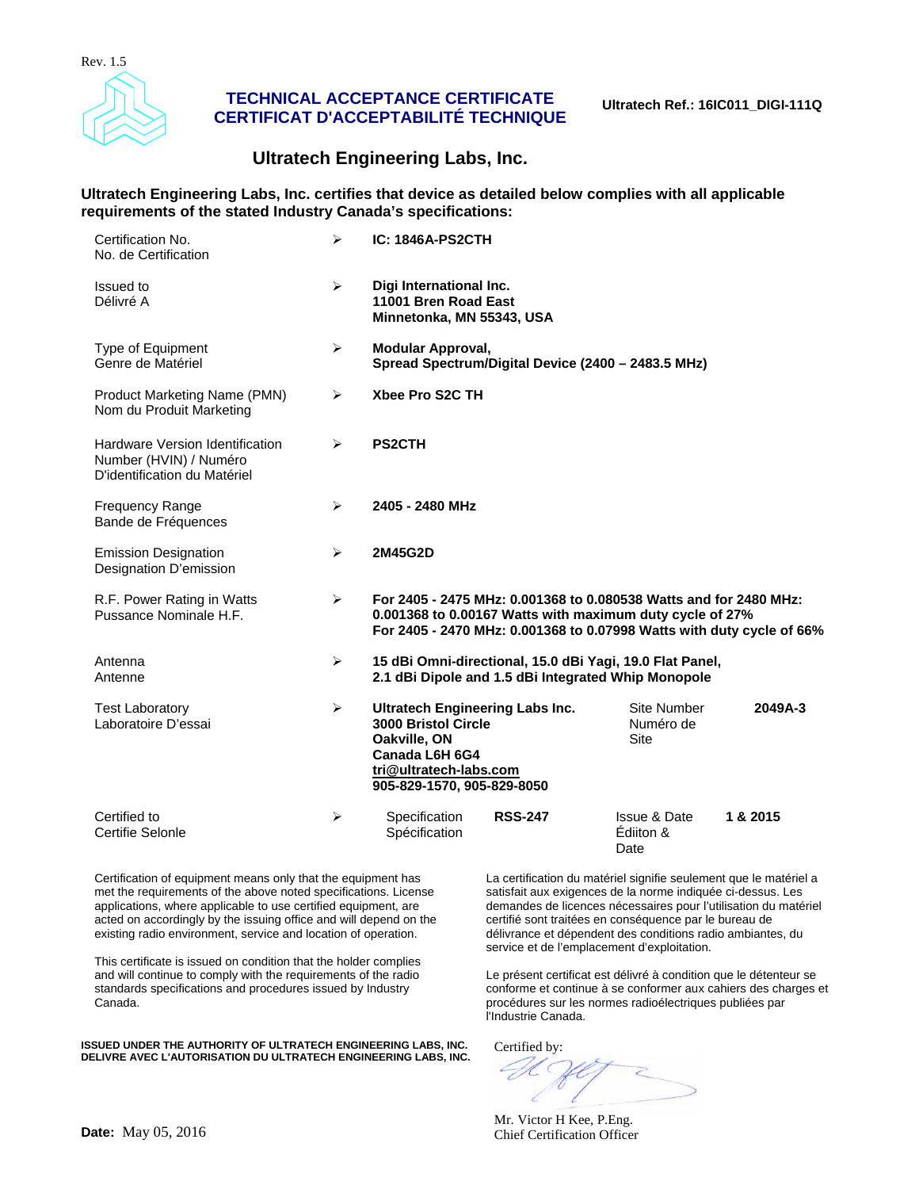Rev. 1.5

# TECHNICAL ACCEPTANCE CERTIFICATE
# CERTIFICAT D'ACCEPTABILITÉ TECHNIQUE

**Ultratech Ref.: 16IC011_DIGI-111Q**

## Ultratech Engineering Labs, Inc.

**Ultratech Engineering Labs, Inc. certifies that device as detailed below complies with all applicable requirements of the stated Industry Canada's specifications:**

| | | |
|---|---|---|
| Certification No.<br>No. de Certification | ➢ | **IC: 1846A-PS2CTH** |
| Issued to<br>Délivré A | ➢ | **Digi International Inc.<br>11001 Bren Road East<br>Minnetonka, MN 55343, USA** |
| Type of Equipment<br>Genre de Matériel | ➢ | **Modular Approval,<br>Spread Spectrum/Digital Device (2400 – 2483.5 MHz)** |
| Product Marketing Name (PMN)<br>Nom du Produit Marketing | ➢ | **Xbee Pro S2C TH** |
| Hardware Version Identification Number (HVIN) / Numéro D'identification du Matériel | ➢ | **PS2CTH** |
| Frequency Range<br>Bande de Fréquences | ➢ | **2405 - 2480 MHz** |
| Emission Designation<br>Designation D'emission | ➢ | **2M45G2D** |
| R.F. Power Rating in Watts<br>Pussance Nominale H.F. | ➢ | **For 2405 - 2475 MHz: 0.001368 to 0.080538 Watts and for 2480 MHz: 0.001368 to 0.00167 Watts with maximum duty cycle of 27%<br>For 2405 - 2470 MHz: 0.001368 to 0.07998 Watts with duty cycle of 66%** |
| Antenna<br>Antenne | ➢ | **15 dBi Omni-directional, 15.0 dBi Yagi, 19.0 Flat Panel, 2.1 dBi Dipole and 1.5 dBi Integrated Whip Monopole** |
| Test Laboratory<br>Laboratoire D'essai | ➢ | **Ultratech Engineering Labs Inc.<br>3000 Bristol Circle<br>Oakville, ON<br>Canada L6H 6G4<br>tri@ultratech-labs.com<br>905-829-1570, 905-829-8050**<br>Site Number / Numéro de Site: **2049A-3** |
| Certified to<br>Certifie Selonle | ➢ | Specification / Spécification: **RSS-247**<br>Issue & Date / Édiiton & Date: **1 & 2015** |

Certification of equipment means only that the equipment has met the requirements of the above noted specifications. License applications, where applicable to use certified equipment, are acted on accordingly by the issuing office and will depend on the existing radio environment, service and location of operation.

This certificate is issued on condition that the holder complies and will continue to comply with the requirements of the radio standards specifications and procedures issued by Industry Canada.

La certification du matériel signifie seulement que le matériel a satisfait aux exigences de la norme indiquée ci-dessus. Les demandes de licences nécessaires pour l'utilisation du matériel certifié sont traitées en conséquence par le bureau de délivrance et dépendent des conditions radio ambiantes, du service et de l'emplacement d'exploitation.

Le présent certificat est délivré à condition que le détenteur se conforme et continue à se conformer aux cahiers des charges et procédures sur les normes radioélectriques publiées par l'Industrie Canada.

**ISSUED UNDER THE AUTHORITY OF ULTRATECH ENGINEERING LABS, INC.**
**DELIVRE AVEC L'AUTORISATION DU ULTRATECH ENGINEERING LABS, INC.**

Certified by:

Mr. Victor H Kee, P.Eng.
Chief Certification Officer

**Date:** May 05, 2016